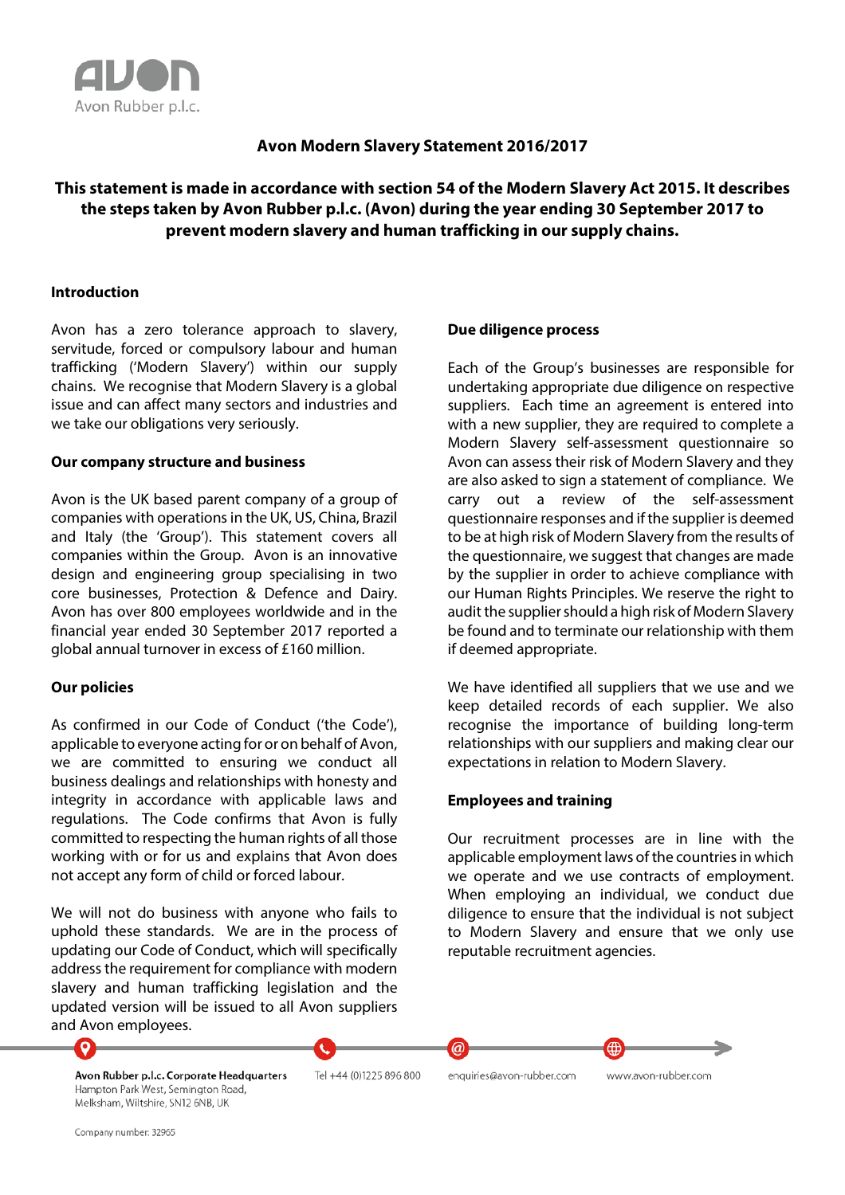# Avon Modern Slavery Statement 2016/2017

**This statement is made in accordance with section 54 of the Modern Slavery Act 2015. It describes the steps taken by Avon Rubber p.l.c. (Avon) during the year ending 30 September 2017 to prevent modern slavery and human trafficking in our supply chains.**

## Introduction

Avon has a zero tolerance approach to slavery, servitude, forced or compulsory labour and human trafficking ('Modern Slavery') within our supply chains. We recognise that Modern Slavery is a global issue and can affect many sectors and industries and we take our obligations very seriously.

## Our company structure and business

Avon is the UK based parent company of a group of companies with operations in the UK, US, China, Brazil and Italy (the 'Group'). This statement covers all companies within the Group. Avon is an innovative design and engineering group specialising in two core businesses, Protection & Defence and Dairy. Avon has over 800 employees worldwide and in the financial year ended 30 September 2017 reported a global annual turnover in excess of £160 million.

## Our policies

As confirmed in our Code of Conduct ('the Code'), applicable to everyone acting for or on behalf of Avon, we are committed to ensuring we conduct all business dealings and relationships with honesty and integrity in accordance with applicable laws and regulations. The Code confirms that Avon is fully committed to respecting the human rights of all those working with or for us and explains that Avon does not accept any form of child or forced labour.

We will not do business with anyone who fails to uphold these standards. We are in the process of updating our Code of Conduct, which will specifically address the requirement for compliance with modern slavery and human trafficking legislation and the updated version will be issued to all Avon suppliers and Avon employees.

## Due diligence process

Each of the Group's businesses are responsible for undertaking appropriate due diligence on respective suppliers. Each time an agreement is entered into with a new supplier, they are required to complete a Modern Slavery self-assessment questionnaire so Avon can assess their risk of Modern Slavery and they are also asked to sign a statement of compliance. We carry out a review of the self-assessment questionnaire responses and if the supplier is deemed to be at high risk of Modern Slavery from the results of the questionnaire, we suggest that changes are made by the supplier in order to achieve compliance with our Human Rights Principles. We reserve the right to audit the supplier should a high risk of Modern Slavery be found and to terminate our relationship with them if deemed appropriate.

We have identified all suppliers that we use and we keep detailed records of each supplier. We also recognise the importance of building long-term relationships with our suppliers and making clear our expectations in relation to Modern Slavery.

## Employees and training

Our recruitment processes are in line with the applicable employment laws of the countries in which we operate and we use contracts of employment. When employing an individual, we conduct due diligence to ensure that the individual is not subject to Modern Slavery and ensure that we only use reputable recruitment agencies.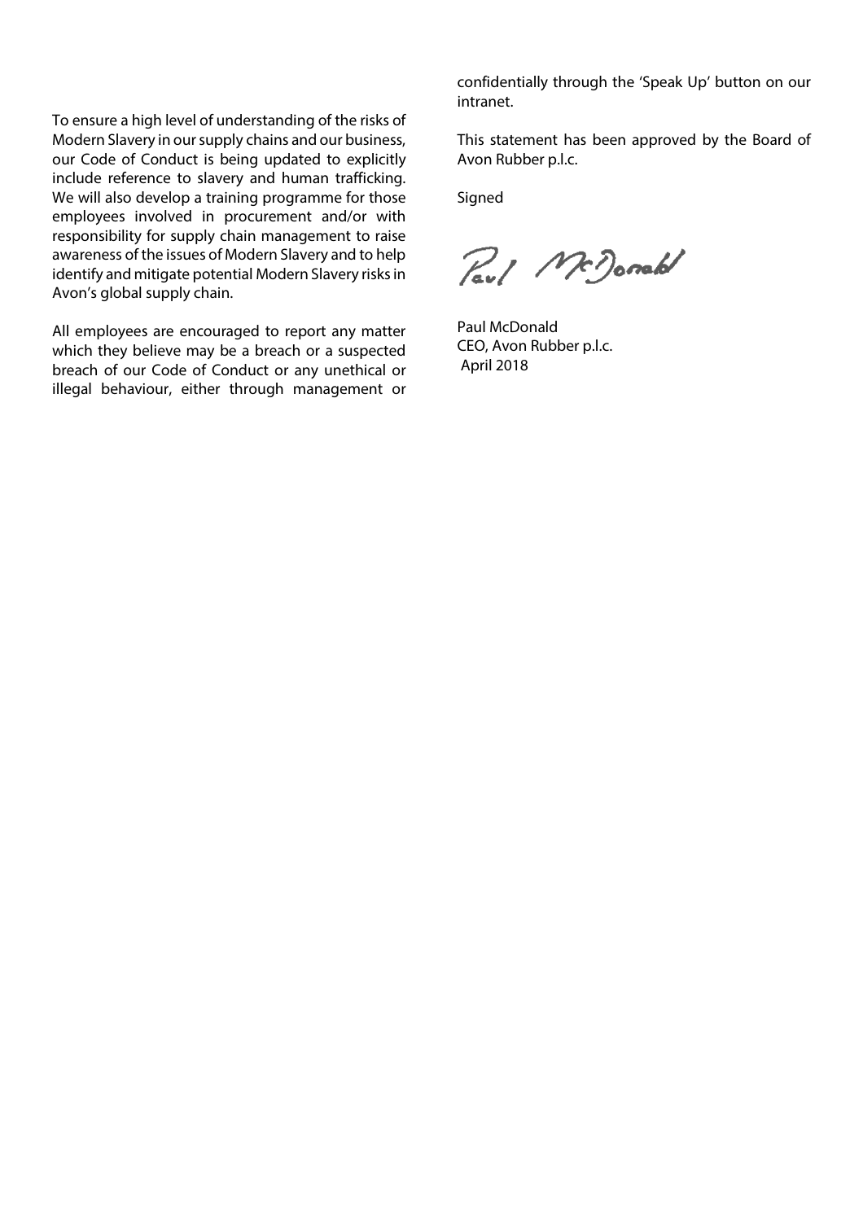To ensure a high level of understanding of the risks of Modern Slavery in our supply chains and our business, our Code of Conduct is being updated to explicitly include reference to slavery and human trafficking. We will also develop a training programme for those employees involved in procurement and/or with responsibility for supply chain management to raise awareness of the issues of Modern Slavery and to help identify and mitigate potential Modern Slavery risks in Avon's global supply chain.

All employees are encouraged to report any matter which they believe may be a breach or a suspected breach of our Code of Conduct or any unethical or illegal behaviour, either through management or confidentially through the 'Speak Up' button on our intranet.

This statement has been approved by the Board of Avon Rubber p.l.c.

Signed

Paul McDonald

Paul McDonald
CEO, Avon Rubber p.l.c.
April 2018